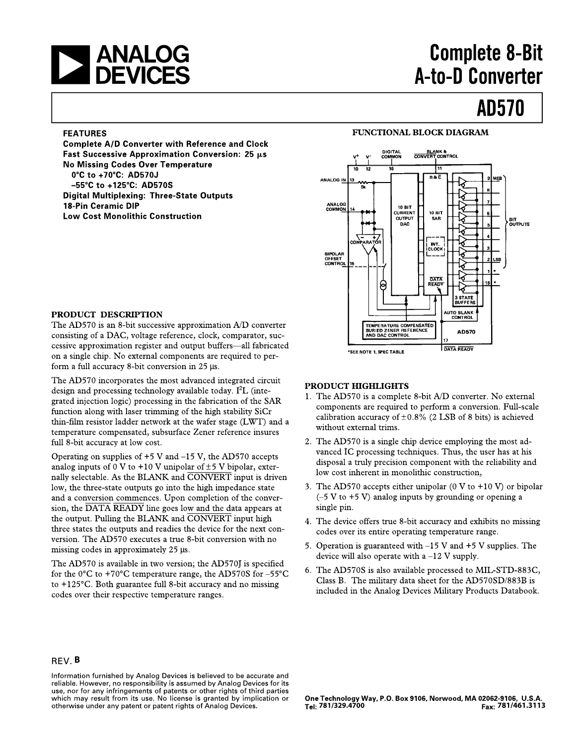# Complete 8-Bit A-to-D Converter

# AD570

## FEATURES

**Complete A/D Converter with Reference and Clock**
**Fast Successive Approximation Conversion: 25 µs**
**No Missing Codes Over Temperature**
**0°C to +70°C: AD570J**
**–55°C to +125°C: AD570S**
**Digital Multiplexing: Three-State Outputs**
**18-Pin Ceramic DIP**
**Low Cost Monolithic Construction**

## FUNCTIONAL BLOCK DIAGRAM

*SEE NOTE 1, SPEC TABLE

## PRODUCT DESCRIPTION

The AD570 is an 8-bit successive approximation A/D converter consisting of a DAC, voltage reference, clock, comparator, successive approximation register and output buffers—all fabricated on a single chip. No external components are required to perform a full accuracy 8-bit conversion in 25 µs.

The AD570 incorporates the most advanced integrated circuit design and processing technology available today. $I^2L$ (integrated injection logic) processing in the fabrication of the SAR function along with laser trimming of the high stability SiCr thin-film resistor ladder network at the wafer stage (LWT) and a temperature compensated, subsurface Zener reference insures full 8-bit accuracy at low cost.

Operating on supplies of +5 V and –15 V, the AD570 accepts analog inputs of 0 V to +10 V unipolar of ±5 V bipolar, externally selectable. As the BLANK and $\overline{\text{CONVERT}}$ input is driven low, the three-state outputs go into the high impedance state and a conversion commences. Upon completion of the conversion, the $\overline{\text{DATA READY}}$ line goes low and the data appears at the output. Pulling the BLANK and $\overline{\text{CONVERT}}$ input high three states the outputs and readies the device for the next conversion. The AD570 executes a true 8-bit conversion with no missing codes in approximately 25 µs.

The AD570 is available in two version; the AD570J is specified for the 0°C to +70°C temperature range, the AD570S for –55°C to +125°C. Both guarantee full 8-bit accuracy and no missing codes over their respective temperature ranges.

## PRODUCT HIGHLIGHTS

1. The AD570 is a complete 8-bit A/D converter. No external components are required to perform a conversion. Full-scale calibration accuracy of ±0.8% (2 LSB of 8 bits) is achieved without external trims.
2. The AD570 is a single chip device employing the most advanced IC processing techniques. Thus, the user has at his disposal a truly precision component with the reliability and low cost inherent in monolithic construction,
3. The AD570 accepts either unipolar (0 V to +10 V) or bipolar (–5 V to +5 V) analog inputs by grounding or opening a single pin.
4. The device offers true 8-bit accuracy and exhibits no missing codes over its entire operating temperature range.
5. Operation is guaranteed with –15 V and +5 V supplies. The device will also operate with a –12 V supply.
6. The AD570S is also available processed to MIL-STD-883C, Class B. The military data sheet for the AD570SD/883B is included in the Analog Devices Military Products Databook.

REV. B

Information furnished by Analog Devices is believed to be accurate and reliable. However, no responsibility is assumed by Analog Devices for its use, nor for any infringements of patents or other rights of third parties which may result from its use. No license is granted by implication or otherwise under any patent or patent rights of Analog Devices.

One Technology Way, P.O. Box 9106, Norwood, MA 02062-9106, U.S.A.
Tel: 781/329.4700 Fax: 781/461.3113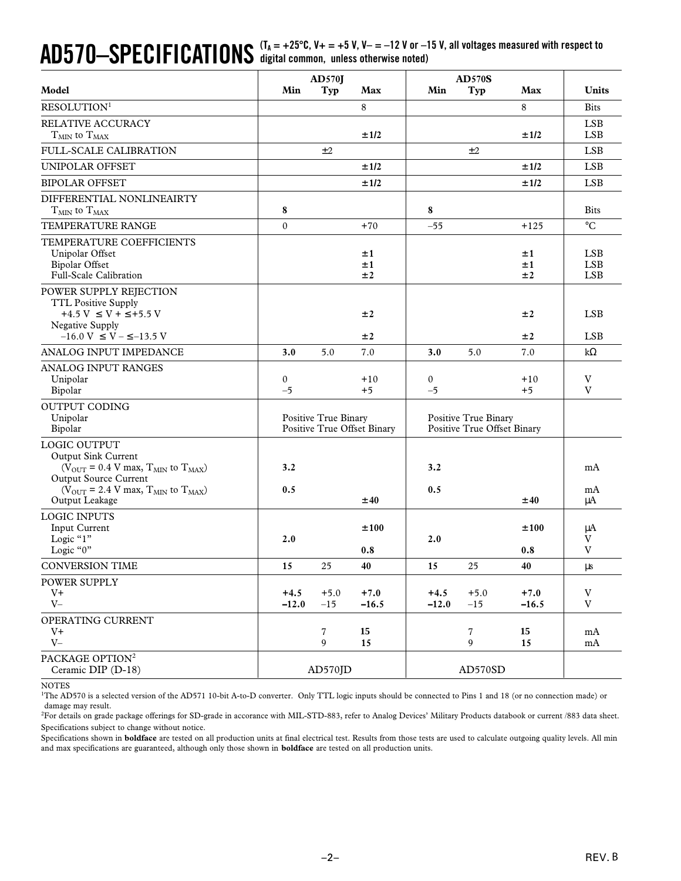# AD570–SPECIFICATIONS

($T_A$ = +25°C, V+ = +5 V, V– = –12 V or –15 V, all voltages measured with respect to digital common, unless otherwise noted)

| Model | AD570J Min | AD570J Typ | AD570J Max | AD570S Min | AD570S Typ | AD570S Max | Units |
|---|---|---|---|---|---|---|---|
| RESOLUTION[1] | | | 8 | | | 8 | Bits |
| RELATIVE ACCURACY | | | | | | | LSB |
| $T_{MIN}$ to $T_{MAX}$ | | | **±1/2** | | | **±1/2** | LSB |
| FULL-SCALE CALIBRATION | | ±2 | | | ±2 | | LSB |
| UNIPOLAR OFFSET | | | **±1/2** | | | **±1/2** | LSB |
| BIPOLAR OFFSET | | | **±1/2** | | | **±1/2** | LSB |
| DIFFERENTIAL NONLINEAIRTY | | | | | | | |
| $T_{MIN}$ to $T_{MAX}$ | **8** | | | **8** | | | Bits |
| TEMPERATURE RANGE | 0 | | +70 | –55 | | +125 | °C |
| TEMPERATURE COEFFICIENTS | | | | | | | |
| Unipolar Offset | | | **±1** | | | **±1** | LSB |
| Bipolar Offset | | | **±1** | | | **±1** | LSB |
| Full-Scale Calibration | | | **±2** | | | **±2** | LSB |
| POWER SUPPLY REJECTION | | | | | | | |
| TTL Positive Supply | | | | | | | |
| +4.5 V ≤ V + ≤+5.5 V | | | **±2** | | | **±2** | LSB |
| Negative Supply | | | | | | | |
| –16.0 V ≤ V – ≤–13.5 V | | | **±2** | | | **±2** | LSB |
| ANALOG INPUT IMPEDANCE | **3.0** | 5.0 | 7.0 | **3.0** | 5.0 | 7.0 | kΩ |
| ANALOG INPUT RANGES | | | | | | | |
| Unipolar | 0 | | +10 | 0 | | +10 | V |
| Bipolar | –5 | | +5 | –5 | | +5 | V |
| OUTPUT CODING | | | | | | | |
| Unipolar | Positive True Binary | | | Positive True Binary | | | |
| Bipolar | Positive True Offset Binary | | | Positive True Offset Binary | | | |
| LOGIC OUTPUT | | | | | | | |
| Output Sink Current | | | | | | | |
| ($V_{OUT}$ = 0.4 V max, $T_{MIN}$ to $T_{MAX}$) | **3.2** | | | **3.2** | | | mA |
| Output Source Current | | | | | | | |
| ($V_{OUT}$ = 2.4 V max, $T_{MIN}$ to $T_{MAX}$) | **0.5** | | | **0.5** | | | mA |
| Output Leakage | | | **±40** | | | **±40** | µA |
| LOGIC INPUTS | | | | | | | |
| Input Current | | | **±100** | | | **±100** | µA |
| Logic "1" | **2.0** | | | **2.0** | | | V |
| Logic "0" | | | **0.8** | | | **0.8** | V |
| CONVERSION TIME | **15** | 25 | **40** | **15** | 25 | **40** | µs |
| POWER SUPPLY | | | | | | | |
| V+ | **+4.5** | +5.0 | **+7.0** | **+4.5** | +5.0 | **+7.0** | V |
| V– | **–12.0** | –15 | **–16.5** | **–12.0** | –15 | **–16.5** | V |
| OPERATING CURRENT | | | | | | | |
| V+ | | 7 | **15** | | 7 | **15** | mA |
| V– | | 9 | **15** | | 9 | **15** | mA |
| PACKAGE OPTION[2] | | | | | | | |
| Ceramic DIP (D-18) | AD570JD | | | AD570SD | | | |

NOTES

[1]The AD570 is a selected version of the AD571 10-bit A-to-D converter. Only TTL logic inputs should be connected to Pins 1 and 18 (or no connection made) or damage may result.

[2]For details on grade package offerings for SD-grade in accorance with MIL-STD-883, refer to Analog Devices' Military Products databook or current /883 data sheet.

Specifications subject to change without notice.

Specifications shown in **boldface** are tested on all production units at final electrical test. Results from those tests are used to calculate outgoing quality levels. All min and max specifications are guaranteed, although only those shown in **boldface** are tested on all production units.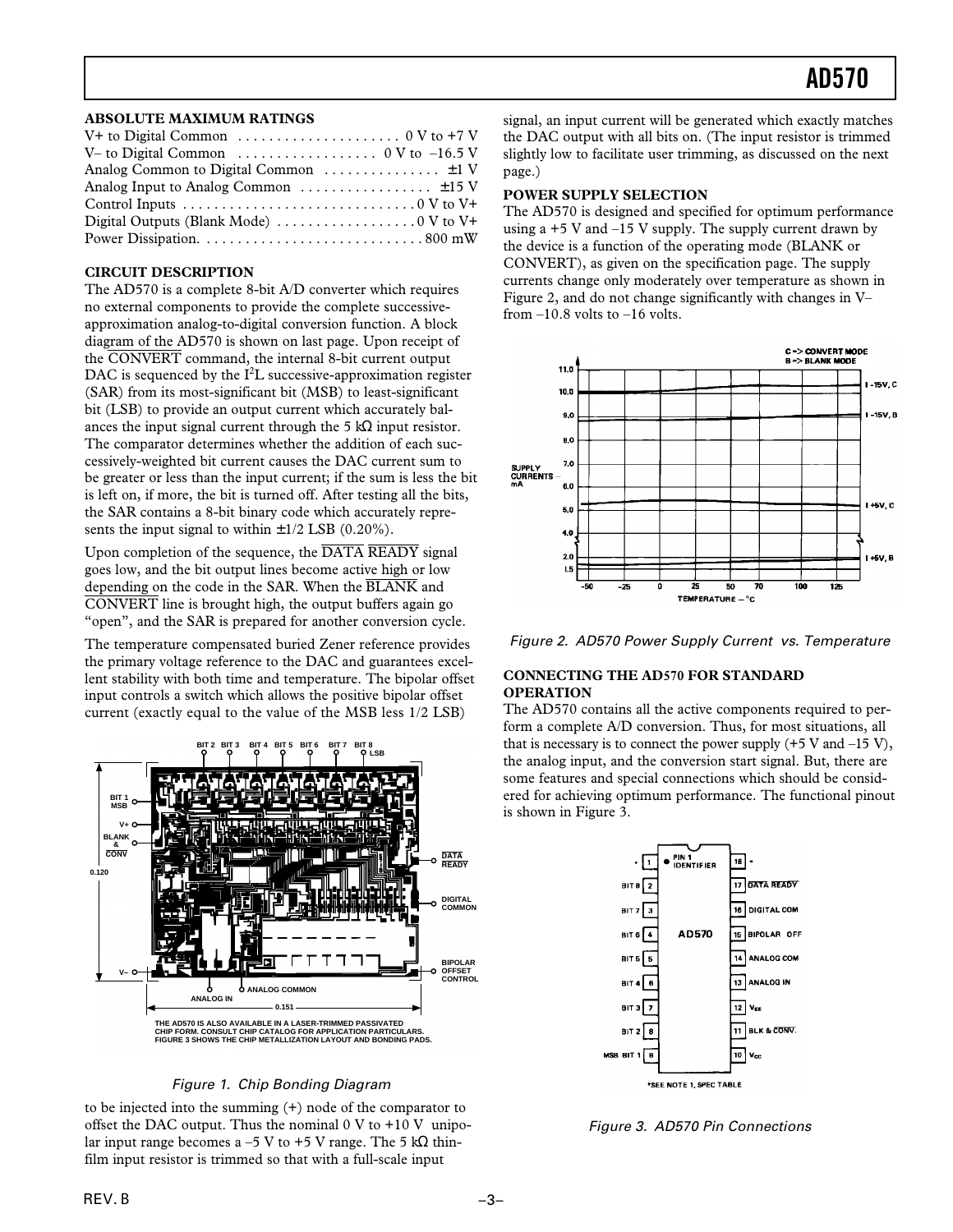## ABSOLUTE MAXIMUM RATINGS

| | |
|---|---|
| V+ to Digital Common | 0 V to +7 V |
| V– to Digital Common | 0 V to –16.5 V |
| Analog Common to Digital Common | ±1 V |
| Analog Input to Analog Common | ±15 V |
| Control Inputs | 0 V to V+ |
| Digital Outputs (Blank Mode) | 0 V to V+ |
| Power Dissipation | 800 mW |

## CIRCUIT DESCRIPTION

The AD570 is a complete 8-bit A/D converter which requires no external components to provide the complete successive-approximation analog-to-digital conversion function. A block diagram of the AD570 is shown on last page. Upon receipt of the $\overline{\text{CONVERT}}$ command, the internal 8-bit current output DAC is sequenced by the I[2]L successive-approximation register (SAR) from its most-significant bit (MSB) to least-significant bit (LSB) to provide an output current which accurately balances the input signal current through the 5 kΩ input resistor. The comparator determines whether the addition of each successively-weighted bit current causes the DAC current sum to be greater or less than the input current; if the sum is less the bit is left on, if more, the bit is turned off. After testing all the bits, the SAR contains a 8-bit binary code which accurately represents the input signal to within ±1/2 LSB (0.20%).

Upon completion of the sequence, the $\overline{\text{DATA READY}}$ signal goes low, and the bit output lines become active high or low depending on the code in the SAR. When the $\overline{\text{BLANK}}$ and $\overline{\text{CONVERT}}$ line is brought high, the output buffers again go "open", and the SAR is prepared for another conversion cycle.

The temperature compensated buried Zener reference provides the primary voltage reference to the DAC and guarantees excellent stability with both time and temperature. The bipolar offset input controls a switch which allows the positive bipolar offset current (exactly equal to the value of the MSB less 1/2 LSB) to be injected into the summing (+) node of the comparator to offset the DAC output. Thus the nominal 0 V to +10 V unipolar input range becomes a –5 V to +5 V range. The 5 kΩ thin-film input resistor is trimmed so that with a full-scale input signal, an input current will be generated which exactly matches the DAC output with all bits on. (The input resistor is trimmed slightly low to facilitate user trimming, as discussed on the next page.)

THE AD570 IS ALSO AVAILABLE IN A LASER-TRIMMED PASSIVATED CHIP FORM. CONSULT CHIP CATALOG FOR APPLICATION PARTICULARS. FIGURE 3 SHOWS THE CHIP METALLIZATION LAYOUT AND BONDING PADS.

*Figure 1. Chip Bonding Diagram*

## POWER SUPPLY SELECTION

The AD570 is designed and specified for optimum performance using a +5 V and –15 V supply. The supply current drawn by the device is a function of the operating mode (BLANK or CONVERT), as given on the specification page. The supply currents change only moderately over temperature as shown in Figure 2, and do not change significantly with changes in V– from –10.8 volts to –16 volts.

*Figure 2. AD570 Power Supply Current vs. Temperature*

## CONNECTING THE AD570 FOR STANDARD OPERATION

The AD570 contains all the active components required to perform a complete A/D conversion. Thus, for most situations, all that is necessary is to connect the power supply (+5 V and –15 V), the analog input, and the conversion start signal. But, there are some features and special connections which should be considered for achieving optimum performance. The functional pinout is shown in Figure 3.

*Figure 3. AD570 Pin Connections*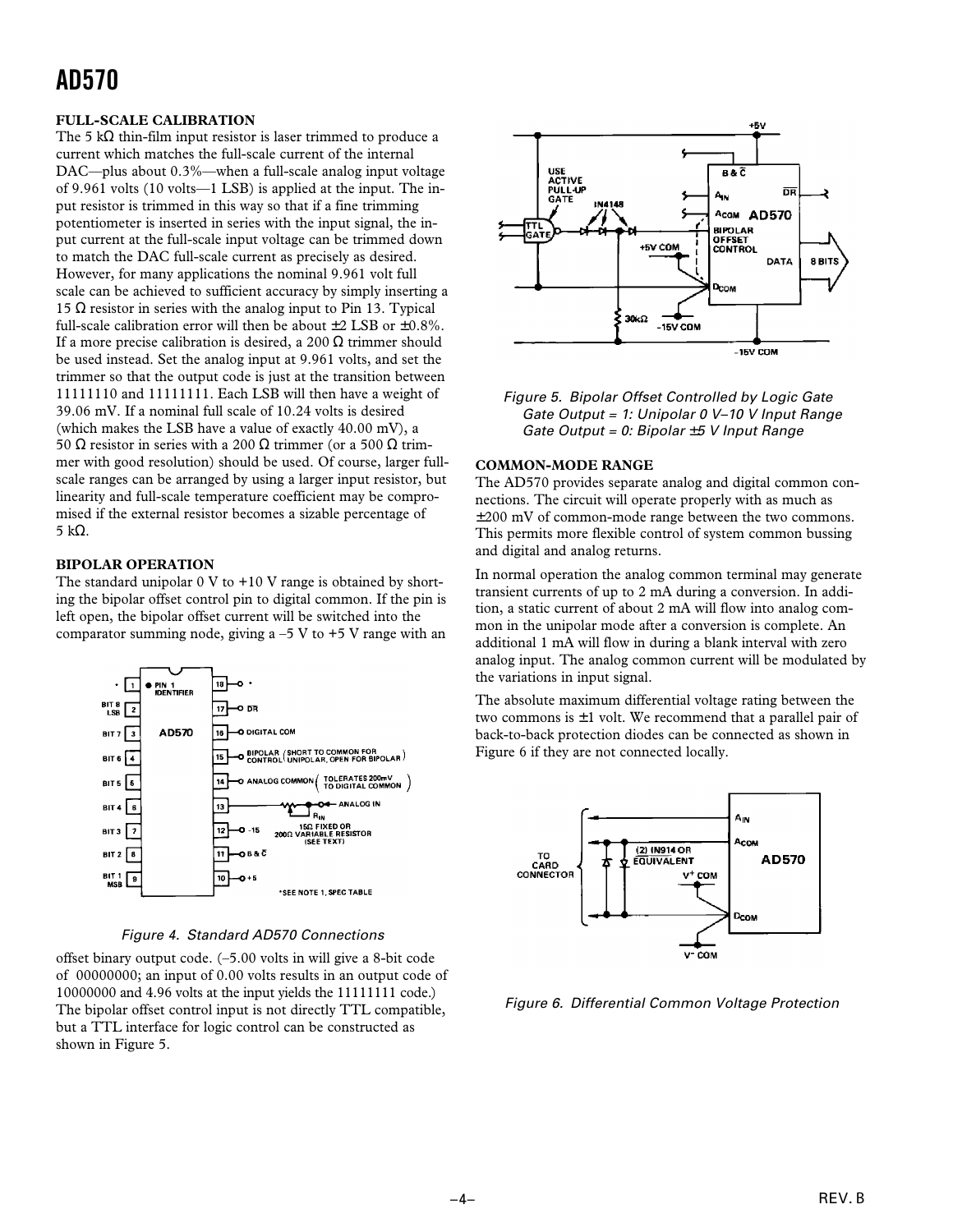### FULL-SCALE CALIBRATION

The 5 kΩ thin-film input resistor is laser trimmed to produce a current which matches the full-scale current of the internal DAC—plus about 0.3%—when a full-scale analog input voltage of 9.961 volts (10 volts—1 LSB) is applied at the input. The input resistor is trimmed in this way so that if a fine trimming potentiometer is inserted in series with the input signal, the input current at the full-scale input voltage can be trimmed down to match the DAC full-scale current as precisely as desired. However, for many applications the nominal 9.961 volt full scale can be achieved to sufficient accuracy by simply inserting a 15 Ω resistor in series with the analog input to Pin 13. Typical full-scale calibration error will then be about ±2 LSB or ±0.8%. If a more precise calibration is desired, a 200 Ω trimmer should be used instead. Set the analog input at 9.961 volts, and set the trimmer so that the output code is just at the transition between 11111110 and 11111111. Each LSB will then have a weight of 39.06 mV. If a nominal full scale of 10.24 volts is desired (which makes the LSB have a value of exactly 40.00 mV), a 50 Ω resistor in series with a 200 Ω trimmer (or a 500 Ω trimmer with good resolution) should be used. Of course, larger full-scale ranges can be arranged by using a larger input resistor, but linearity and full-scale temperature coefficient may be compromised if the external resistor becomes a sizable percentage of 5 kΩ.

### BIPOLAR OPERATION

The standard unipolar 0 V to +10 V range is obtained by shorting the bipolar offset control pin to digital common. If the pin is left open, the bipolar offset current will be switched into the comparator summing node, giving a –5 V to +5 V range with an offset binary output code. (–5.00 volts in will give a 8-bit code of 00000000; an input of 0.00 volts results in an output code of 10000000 and 4.96 volts at the input yields the 11111111 code.) The bipolar offset control input is not directly TTL compatible, but a TTL interface for logic control can be constructed as shown in Figure 5.

*Figure 4. Standard AD570 Connections*

*Figure 5. Bipolar Offset Controlled by Logic Gate Gate Output = 1: Unipolar 0 V–10 V Input Range Gate Output = 0: Bipolar ±5 V Input Range*

### COMMON-MODE RANGE

The AD570 provides separate analog and digital common connections. The circuit will operate properly with as much as ±200 mV of common-mode range between the two commons. This permits more flexible control of system common bussing and digital and analog returns.

In normal operation the analog common terminal may generate transient currents of up to 2 mA during a conversion. In addition, a static current of about 2 mA will flow into analog common in the unipolar mode after a conversion is complete. An additional 1 mA will flow in during a blank interval with zero analog input. The analog common current will be modulated by the variations in input signal.

The absolute maximum differential voltage rating between the two commons is ±1 volt. We recommend that a parallel pair of back-to-back protection diodes can be connected as shown in Figure 6 if they are not connected locally.

*Figure 6. Differential Common Voltage Protection*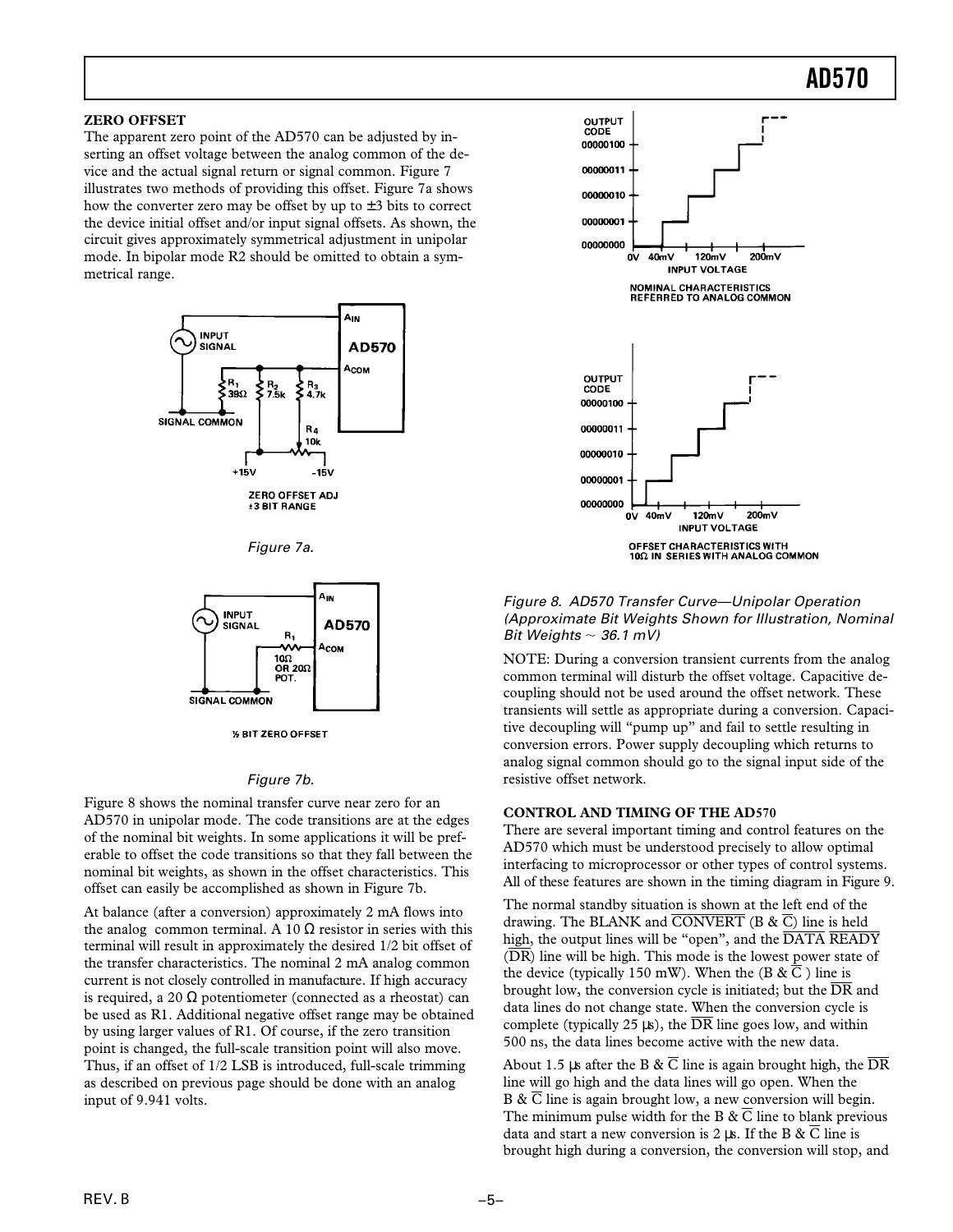## ZERO OFFSET

The apparent zero point of the AD570 can be adjusted by inserting an offset voltage between the analog common of the device and the actual signal return or signal common. Figure 7 illustrates two methods of providing this offset. Figure 7a shows how the converter zero may be offset by up to ±3 bits to correct the device initial offset and/or input signal offsets. As shown, the circuit gives approximately symmetrical adjustment in unipolar mode. In bipolar mode R2 should be omitted to obtain a symmetrical range.

*Figure 7a.*

*Figure 7b.*

Figure 8 shows the nominal transfer curve near zero for an AD570 in unipolar mode. The code transitions are at the edges of the nominal bit weights. In some applications it will be preferable to offset the code transitions so that they fall between the nominal bit weights, as shown in the offset characteristics. This offset can easily be accomplished as shown in Figure 7b.

At balance (after a conversion) approximately 2 mA flows into the analog common terminal. A 10 Ω resistor in series with this terminal will result in approximately the desired 1/2 bit offset of the transfer characteristics. The nominal 2 mA analog common current is not closely controlled in manufacture. If high accuracy is required, a 20 Ω potentiometer (connected as a rheostat) can be used as R1. Additional negative offset range may be obtained by using larger values of R1. Of course, if the zero transition point is changed, the full-scale transition point will also move. Thus, if an offset of 1/2 LSB is introduced, full-scale trimming as described on previous page should be done with an analog input of 9.941 volts.

*Figure 8. AD570 Transfer Curve—Unipolar Operation (Approximate Bit Weights Shown for Illustration, Nominal Bit Weights ~ 36.1 mV)*

NOTE: During a conversion transient currents from the analog common terminal will disturb the offset voltage. Capacitive decoupling should not be used around the offset network. These transients will settle as appropriate during a conversion. Capacitive decoupling will "pump up" and fail to settle resulting in conversion errors. Power supply decoupling which returns to analog signal common should go to the signal input side of the resistive offset network.

## CONTROL AND TIMING OF THE AD570

There are several important timing and control features on the AD570 which must be understood precisely to allow optimal interfacing to microprocessor or other types of control systems. All of these features are shown in the timing diagram in Figure 9.

The normal standby situation is shown at the left end of the drawing. The BLANK and $\overline{\text{CONVERT}}$ (B & $\overline{\text{C}}$) line is held high, the output lines will be "open", and the $\overline{\text{DATA READY}}$ ($\overline{\text{DR}}$) line will be high. This mode is the lowest power state of the device (typically 150 mW). When the (B & $\overline{\text{C}}$) line is brought low, the conversion cycle is initiated; but the $\overline{\text{DR}}$ and data lines do not change state. When the conversion cycle is complete (typically 25 µs), the $\overline{\text{DR}}$ line goes low, and within 500 ns, the data lines become active with the new data.

About 1.5 µs after the B & $\overline{\text{C}}$ line is again brought high, the $\overline{\text{DR}}$ line will go high and the data lines will go open. When the B & $\overline{\text{C}}$ line is again brought low, a new conversion will begin. The minimum pulse width for the B & $\overline{\text{C}}$ line to blank previous data and start a new conversion is 2 µs. If the B & $\overline{\text{C}}$ line is brought high during a conversion, the conversion will stop, and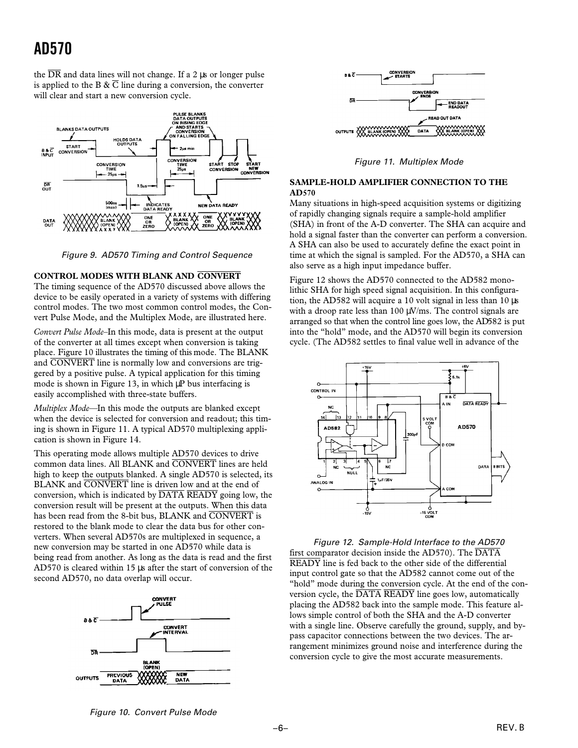the $\overline{DR}$ and data lines will not change. If a 2 μs or longer pulse is applied to the B & $\overline{C}$ line during a conversion, the converter will clear and start a new conversion cycle.

Figure 9. AD570 Timing and Control Sequence

### CONTROL MODES WITH BLANK AND $\overline{\text{CONVERT}}$

The timing sequence of the AD570 discussed above allows the device to be easily operated in a variety of systems with differing control modes. The two most common control modes, the Convert Pulse Mode, and the Multiplex Mode, are illustrated here.

*Convert Pulse Mode*–In this mode, data is present at the output of the converter at all times except when conversion is taking place. Figure 10 illustrates the timing of this mode. The BLANK and $\overline{\text{CONVERT}}$ line is normally low and conversions are triggered by a positive pulse. A typical application for this timing mode is shown in Figure 13, in which μP bus interfacing is easily accomplished with three-state buffers.

*Multiplex Mode*—In this mode the outputs are blanked except when the device is selected for conversion and readout; this timing is shown in Figure 11. A typical AD570 multiplexing application is shown in Figure 14.

This operating mode allows multiple AD570 devices to drive common data lines. All BLANK and $\overline{\text{CONVERT}}$ lines are held high to keep the outputs blanked. A single AD570 is selected, its BLANK and $\overline{\text{CONVERT}}$ line is driven low and at the end of conversion, which is indicated by $\overline{\text{DATA READY}}$ going low, the conversion result will be present at the outputs. When this data has been read from the 8-bit bus, BLANK and $\overline{\text{CONVERT}}$ is restored to the blank mode to clear the data bus for other converters. When several AD570s are multiplexed in sequence, a new conversion may be started in one AD570 while data is being read from another. As long as the data is read and the first AD570 is cleared within 15 μs after the start of conversion of the second AD570, no data overlap will occur.

Figure 10. Convert Pulse Mode

Figure 11. Multiplex Mode

### SAMPLE-HOLD AMPLIFIER CONNECTION TO THE AD570

Many situations in high-speed acquisition systems or digitizing of rapidly changing signals require a sample-hold amplifier (SHA) in front of the A-D converter. The SHA can acquire and hold a signal faster than the converter can perform a conversion. A SHA can also be used to accurately define the exact point in time at which the signal is sampled. For the AD570, a SHA can also serve as a high input impedance buffer.

Figure 12 shows the AD570 connected to the AD582 monolithic SHA for high speed signal acquisition. In this configuration, the AD582 will acquire a 10 volt signal in less than 10 μs with a droop rate less than 100 μV/ms. The control signals are arranged so that when the control line goes low, the AD582 is put into the "hold" mode, and the AD570 will begin its conversion cycle. (The AD582 settles to final value well in advance of the first comparator decision inside the AD570). The $\overline{\text{DATA READY}}$ line is fed back to the other side of the differential input control gate so that the AD582 cannot come out of the "hold" mode during the conversion cycle. At the end of the conversion cycle, the $\overline{\text{DATA READY}}$ line goes low, automatically placing the AD582 back into the sample mode. This feature allows simple control of both the SHA and the A-D converter with a single line. Observe carefully the ground, supply, and bypass capacitor connections between the two devices. The arrangement minimizes ground noise and interference during the conversion cycle to give the most accurate measurements.

Figure 12. Sample-Hold Interface to the AD570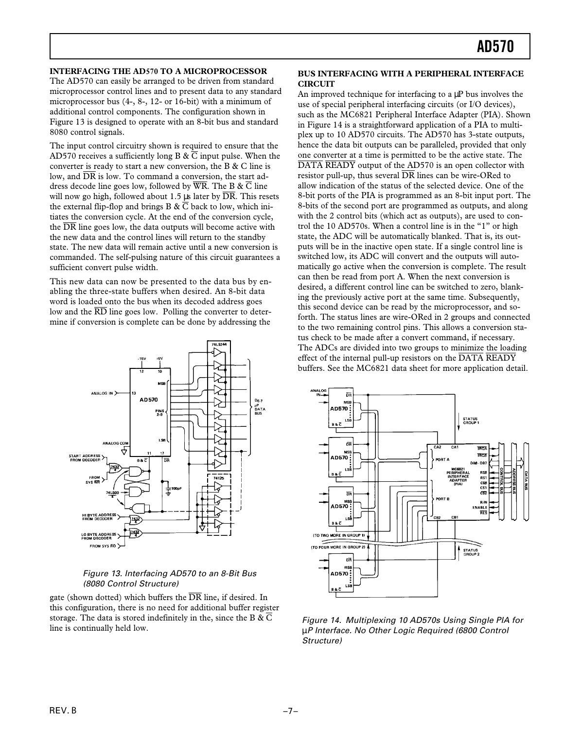## INTERFACING THE AD570 TO A MICROPROCESSOR

The AD570 can easily be arranged to be driven from standard microprocessor control lines and to present data to any standard microprocessor bus (4-, 8-, 12- or 16-bit) with a minimum of additional control components. The configuration shown in Figure 13 is designed to operate with an 8-bit bus and standard 8080 control signals.

The input control circuitry shown is required to ensure that the AD570 receives a sufficiently long B & $\overline{C}$ input pulse. When the converter is ready to start a new conversion, the B & C line is low, and $\overline{DR}$ is low. To command a conversion, the start address decode line goes low, followed by $\overline{WR}$. The B & $\overline{C}$ line will now go high, followed about 1.5 µs later by $\overline{DR}$. This resets the external flip-flop and brings B & $\overline{C}$ back to low, which initiates the conversion cycle. At the end of the conversion cycle, the $\overline{DR}$ line goes low, the data outputs will become active with the new data and the control lines will return to the standby state. The new data will remain active until a new conversion is commanded. The self-pulsing nature of this circuit guarantees a sufficient convert pulse width.

This new data can now be presented to the data bus by enabling the three-state buffers when desired. An 8-bit data word is loaded onto the bus when its decoded address goes low and the $\overline{RD}$ line goes low. Polling the converter to determine if conversion is complete can be done by addressing the gate (shown dotted) which buffers the $\overline{DR}$ line, if desired. In this configuration, there is no need for additional buffer register storage. The data is stored indefinitely in the, since the B & $\overline{C}$ line is continually held low.

*Figure 13. Interfacing AD570 to an 8-Bit Bus (8080 Control Structure)*

## BUS INTERFACING WITH A PERIPHERAL INTERFACE CIRCUIT

An improved technique for interfacing to a µP bus involves the use of special peripheral interfacing circuits (or I/O devices), such as the MC6821 Peripheral Interface Adapter (PIA). Shown in Figure 14 is a straightforward application of a PIA to multiplex up to 10 AD570 circuits. The AD570 has 3-state outputs, hence the data bit outputs can be paralleled, provided that only one converter at a time is permitted to be the active state. The $\overline{DATA}$ $\overline{READY}$ output of the AD570 is an open collector with resistor pull-up, thus several $\overline{DR}$ lines can be wire-ORed to allow indication of the status of the selected device. One of the 8-bit ports of the PIA is programmed as an 8-bit input port. The 8-bits of the second port are programmed as outputs, and along with the 2 control bits (which act as outputs), are used to control the 10 AD570s. When a control line is in the "1" or high state, the ADC will be automatically blanked. That is, its outputs will be in the inactive open state. If a single control line is switched low, its ADC will convert and the outputs will automatically go active when the conversion is complete. The result can then be read from port A. When the next conversion is desired, a different control line can be switched to zero, blanking the previously active port at the same time. Subsequently, this second device can be read by the microprocessor, and so-forth. The status lines are wire-ORed in 2 groups and connected to the two remaining control pins. This allows a conversion status check to be made after a convert command, if necessary. The ADCs are divided into two groups to minimize the loading effect of the internal pull-up resistors on the $\overline{DATA}$ $\overline{READY}$ buffers. See the MC6821 data sheet for more application detail.

*Figure 14. Multiplexing 10 AD570s Using Single PIA for µP Interface. No Other Logic Required (6800 Control Structure)*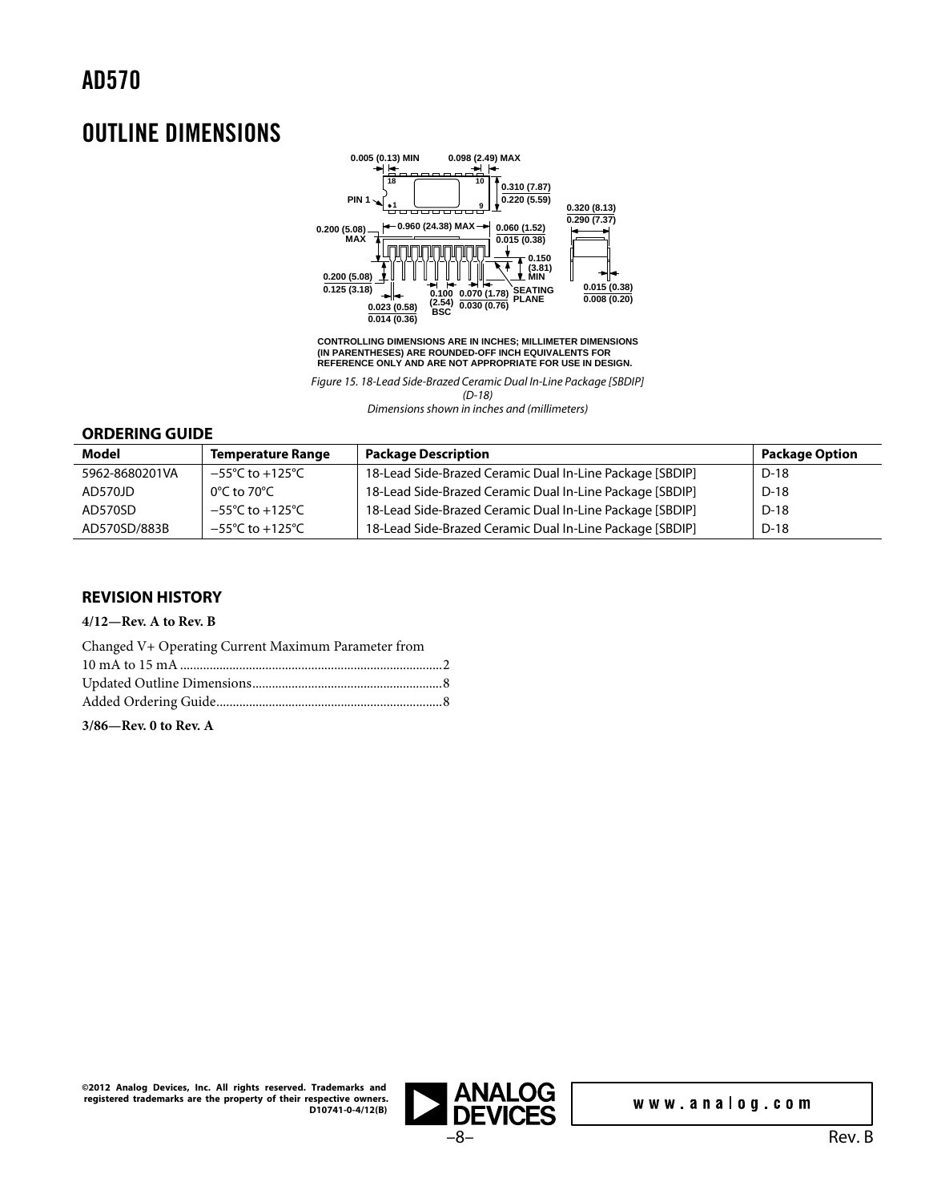## OUTLINE DIMENSIONS

0.005 (0.13) MIN
0.098 (2.49) MAX
18
10
PIN 1
1
9
0.310 (7.87)
0.220 (5.59)
0.320 (8.13)
0.290 (7.37)
0.200 (5.08) MAX
0.960 (24.38) MAX
0.060 (1.52)
0.015 (0.38)
0.150 (3.81) MIN
0.200 (5.08)
0.125 (3.18)
0.100 (2.54) BSC
0.070 (1.78)
0.030 (0.76)
SEATING PLANE
0.015 (0.38)
0.008 (0.20)
0.023 (0.58)
0.014 (0.36)

CONTROLLING DIMENSIONS ARE IN INCHES; MILLIMETER DIMENSIONS (IN PARENTHESES) ARE ROUNDED-OFF INCH EQUIVALENTS FOR REFERENCE ONLY AND ARE NOT APPROPRIATE FOR USE IN DESIGN.

*Figure 15. 18-Lead Side-Brazed Ceramic Dual In-Line Package [SBDIP] (D-18)*
*Dimensions shown in inches and (millimeters)*

### ORDERING GUIDE

| Model | Temperature Range | Package Description | Package Option |
|---|---|---|---|
| 5962-8680201VA | −55°C to +125°C | 18-Lead Side-Brazed Ceramic Dual In-Line Package [SBDIP] | D-18 |
| AD570JD | 0°C to 70°C | 18-Lead Side-Brazed Ceramic Dual In-Line Package [SBDIP] | D-18 |
| AD570SD | −55°C to +125°C | 18-Lead Side-Brazed Ceramic Dual In-Line Package [SBDIP] | D-18 |
| AD570SD/883B | −55°C to +125°C | 18-Lead Side-Brazed Ceramic Dual In-Line Package [SBDIP] | D-18 |

### REVISION HISTORY

**4/12—Rev. A to Rev. B**

Changed V+ Operating Current Maximum Parameter from 10 mA to 15 mA ..... 2
Updated Outline Dimensions ..... 8
Added Ordering Guide ..... 8

**3/86—Rev. 0 to Rev. A**

©2012 Analog Devices, Inc. All rights reserved. Trademarks and registered trademarks are the property of their respective owners.
D10741-0-4/12(B)